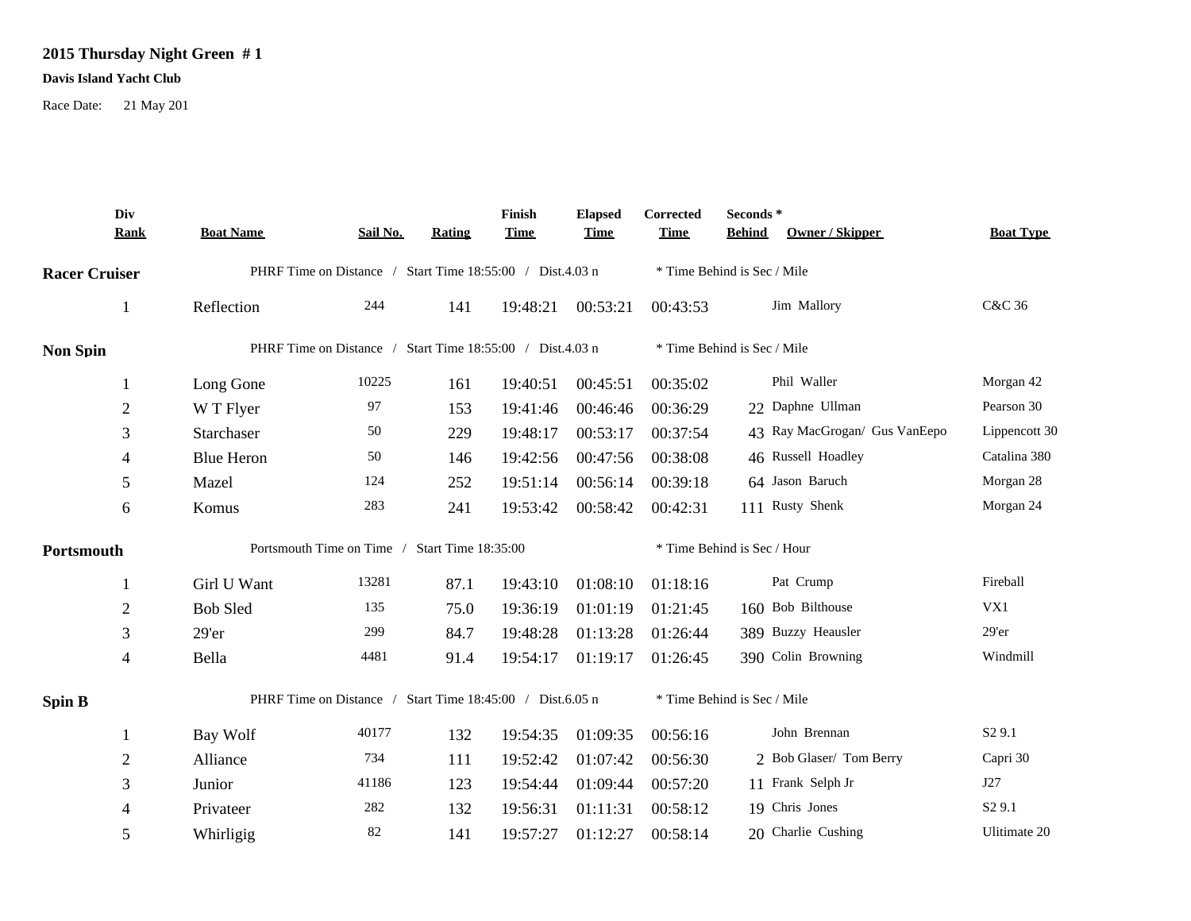**2015 Thursday Night Green # 1**

**Davis Island Yacht Club**

Race Date: 21 May 201

| Div Rank | Boat Name | Sail No. | Rating | Finish Time | Elapsed Time | Corrected Time | Seconds * Behind | Owner / Skipper | Boat Type |
|---|---|---|---|---|---|---|---|---|---|
| **Racer Cruiser** | PHRF Time on Distance / Start Time 18:55:00 / Dist.4.03 n | | | | | * Time Behind is Sec / Mile | | | |
| 1 | Reflection | 244 | 141 | 19:48:21 | 00:53:21 | 00:43:53 | | Jim Mallory | C&C 36 |
| **Non Spin** | PHRF Time on Distance / Start Time 18:55:00 / Dist.4.03 n | | | | | * Time Behind is Sec / Mile | | | |
| 1 | Long Gone | 10225 | 161 | 19:40:51 | 00:45:51 | 00:35:02 | | Phil Waller | Morgan 42 |
| 2 | W T Flyer | 97 | 153 | 19:41:46 | 00:46:46 | 00:36:29 | 22 | Daphne Ullman | Pearson 30 |
| 3 | Starchaser | 50 | 229 | 19:48:17 | 00:53:17 | 00:37:54 | 43 | Ray MacGrogan/ Gus VanEepo | Lippencott 30 |
| 4 | Blue Heron | 50 | 146 | 19:42:56 | 00:47:56 | 00:38:08 | 46 | Russell Hoadley | Catalina 380 |
| 5 | Mazel | 124 | 252 | 19:51:14 | 00:56:14 | 00:39:18 | 64 | Jason Baruch | Morgan 28 |
| 6 | Komus | 283 | 241 | 19:53:42 | 00:58:42 | 00:42:31 | 111 | Rusty Shenk | Morgan 24 |
| **Portsmouth** | Portsmouth Time on Time / Start Time 18:35:00 | | | | | * Time Behind is Sec / Hour | | | |
| 1 | Girl U Want | 13281 | 87.1 | 19:43:10 | 01:08:10 | 01:18:16 | | Pat Crump | Fireball |
| 2 | Bob Sled | 135 | 75.0 | 19:36:19 | 01:01:19 | 01:21:45 | 160 | Bob Bilthouse | VX1 |
| 3 | 29'er | 299 | 84.7 | 19:48:28 | 01:13:28 | 01:26:44 | 389 | Buzzy Heausler | 29'er |
| 4 | Bella | 4481 | 91.4 | 19:54:17 | 01:19:17 | 01:26:45 | 390 | Colin Browning | Windmill |
| **Spin B** | PHRF Time on Distance / Start Time 18:45:00 / Dist.6.05 n | | | | | * Time Behind is Sec / Mile | | | |
| 1 | Bay Wolf | 40177 | 132 | 19:54:35 | 01:09:35 | 00:56:16 | | John Brennan | S2 9.1 |
| 2 | Alliance | 734 | 111 | 19:52:42 | 01:07:42 | 00:56:30 | 2 | Bob Glaser/ Tom Berry | Capri 30 |
| 3 | Junior | 41186 | 123 | 19:54:44 | 01:09:44 | 00:57:20 | 11 | Frank Selph Jr | J27 |
| 4 | Privateer | 282 | 132 | 19:56:31 | 01:11:31 | 00:58:12 | 19 | Chris Jones | S2 9.1 |
| 5 | Whirligig | 82 | 141 | 19:57:27 | 01:12:27 | 00:58:14 | 20 | Charlie Cushing | Ulitimate 20 |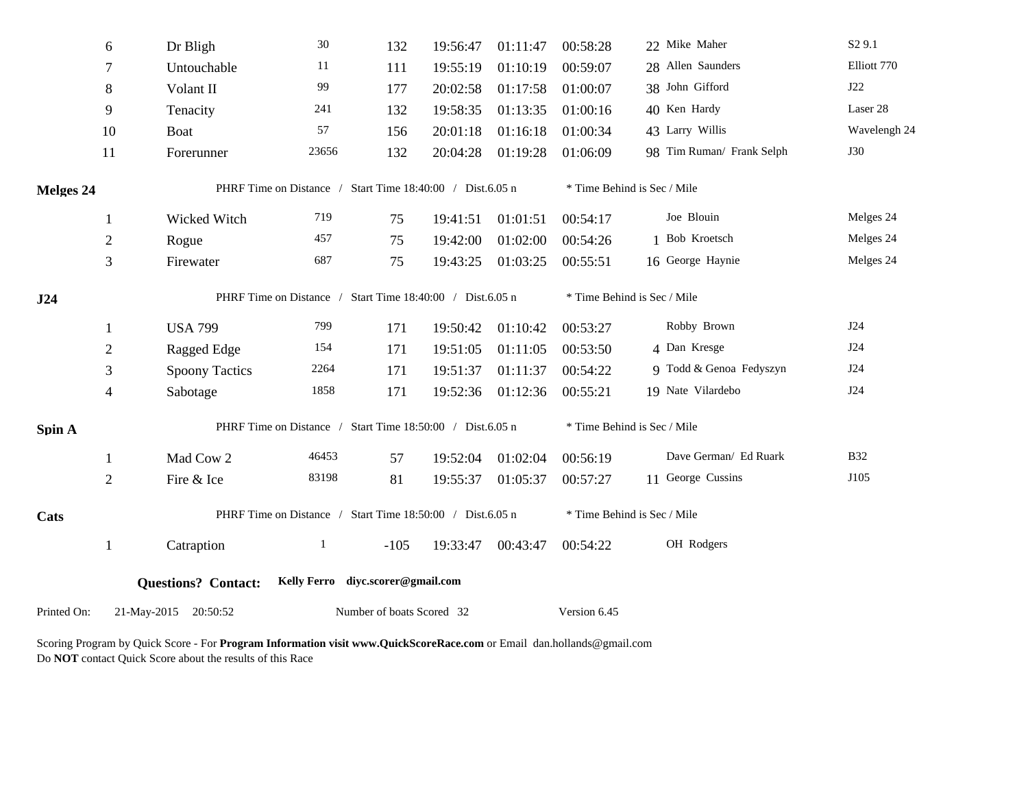| | | | | | | | | | |
|---|---|---|---|---|---|---|---|---|---|
| 6 | Dr Bligh | 30 | 132 | 19:56:47 | 01:11:47 | 00:58:28 | 22 | Mike Maher | S2 9.1 |
| 7 | Untouchable | 11 | 111 | 19:55:19 | 01:10:19 | 00:59:07 | 28 | Allen Saunders | Elliott 770 |
| 8 | Volant II | 99 | 177 | 20:02:58 | 01:17:58 | 01:00:07 | 38 | John Gifford | J22 |
| 9 | Tenacity | 241 | 132 | 19:58:35 | 01:13:35 | 01:00:16 | 40 | Ken Hardy | Laser 28 |
| 10 | Boat | 57 | 156 | 20:01:18 | 01:16:18 | 01:00:34 | 43 | Larry Willis | Wavelengh 24 |
| 11 | Forerunner | 23656 | 132 | 20:04:28 | 01:19:28 | 01:06:09 | 98 | Tim Ruman/ Frank Selph | J30 |

**Melges 24** PHRF Time on Distance / Start Time 18:40:00 / Dist.6.05 n * Time Behind is Sec / Mile

| | | | | | | | | | |
|---|---|---|---|---|---|---|---|---|---|
| 1 | Wicked Witch | 719 | 75 | 19:41:51 | 01:01:51 | 00:54:17 | | Joe Blouin | Melges 24 |
| 2 | Rogue | 457 | 75 | 19:42:00 | 01:02:00 | 00:54:26 | 1 | Bob Kroetsch | Melges 24 |
| 3 | Firewater | 687 | 75 | 19:43:25 | 01:03:25 | 00:55:51 | 16 | George Haynie | Melges 24 |

**J24** PHRF Time on Distance / Start Time 18:40:00 / Dist.6.05 n * Time Behind is Sec / Mile

| | | | | | | | | | |
|---|---|---|---|---|---|---|---|---|---|
| 1 | USA 799 | 799 | 171 | 19:50:42 | 01:10:42 | 00:53:27 | | Robby Brown | J24 |
| 2 | Ragged Edge | 154 | 171 | 19:51:05 | 01:11:05 | 00:53:50 | 4 | Dan Kresge | J24 |
| 3 | Spoony Tactics | 2264 | 171 | 19:51:37 | 01:11:37 | 00:54:22 | 9 | Todd & Genoa Fedyszyn | J24 |
| 4 | Sabotage | 1858 | 171 | 19:52:36 | 01:12:36 | 00:55:21 | 19 | Nate Vilardebo | J24 |

**Spin A** PHRF Time on Distance / Start Time 18:50:00 / Dist.6.05 n * Time Behind is Sec / Mile

| | | | | | | | | | |
|---|---|---|---|---|---|---|---|---|---|
| 1 | Mad Cow 2 | 46453 | 57 | 19:52:04 | 01:02:04 | 00:56:19 | | Dave German/ Ed Ruark | B32 |
| 2 | Fire & Ice | 83198 | 81 | 19:55:37 | 01:05:37 | 00:57:27 | 11 | George Cussins | J105 |

**Cats** PHRF Time on Distance / Start Time 18:50:00 / Dist.6.05 n * Time Behind is Sec / Mile

| | | | | | | | | | |
|---|---|---|---|---|---|---|---|---|---|
| 1 | Catraption | 1 | -105 | 19:33:47 | 00:43:47 | 00:54:22 | | OH Rodgers | |

**Questions? Contact:** **Kelly Ferro diyc.scorer@gmail.com**

Printed On: 21-May-2015 20:50:52 Number of boats Scored 32 Version 6.45

Scoring Program by Quick Score - For **Program Information visit www.QuickScoreRace.com** or Email dan.hollands@gmail.com
Do **NOT** contact Quick Score about the results of this Race